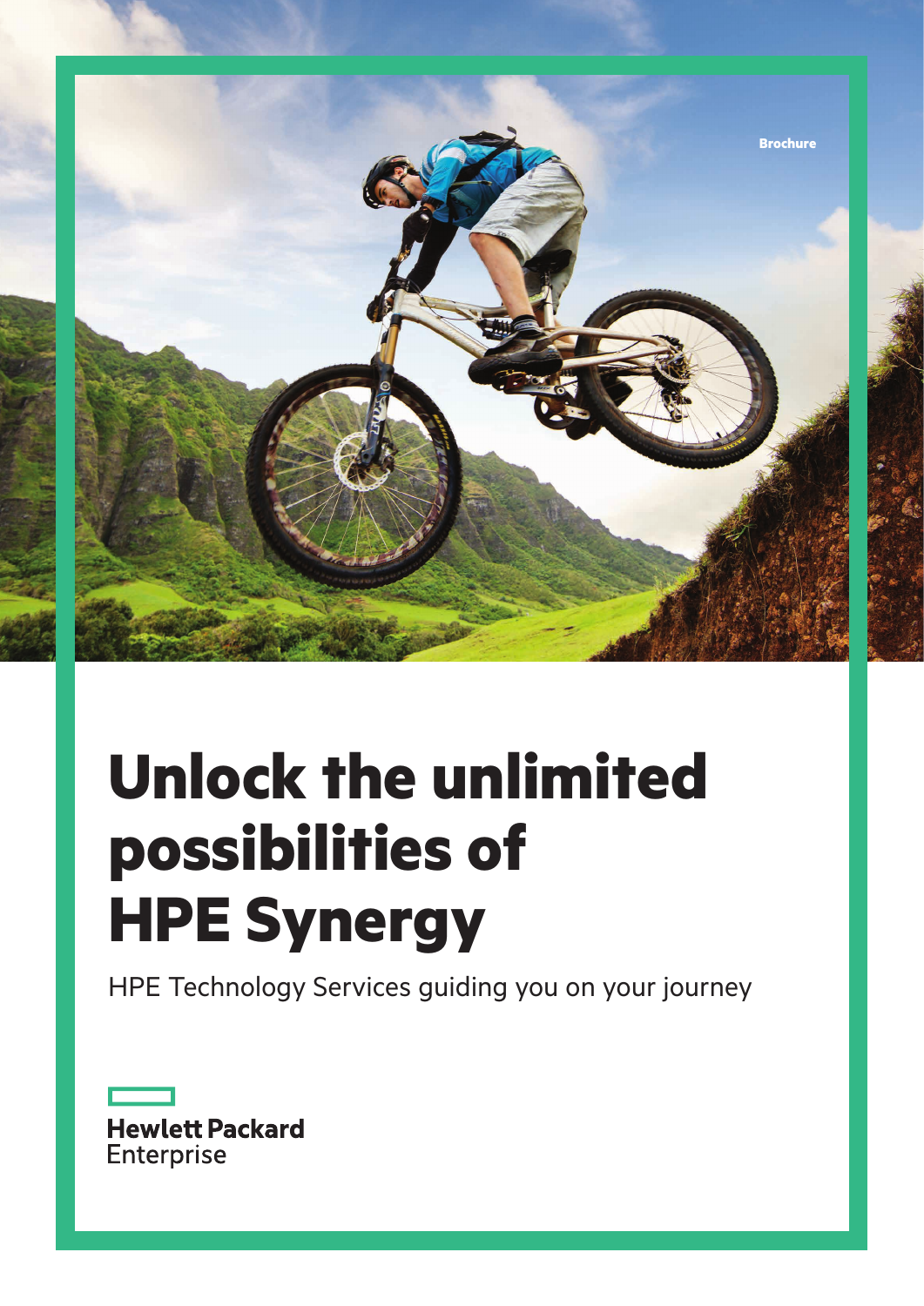Brochure

# Unlock the unlimited possibilities of HPE Synergy

HPE Technology Services guiding you on your journey

Hewlett Packard Enterprise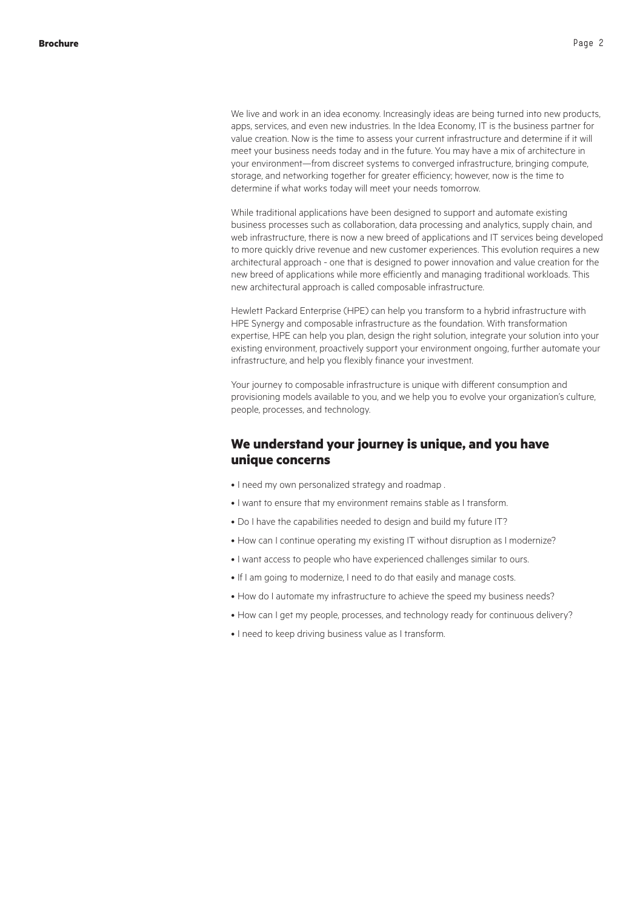We live and work in an idea economy. Increasingly ideas are being turned into new products, apps, services, and even new industries. In the Idea Economy, IT is the business partner for value creation. Now is the time to assess your current infrastructure and determine if it will meet your business needs today and in the future. You may have a mix of architecture in your environment—from discreet systems to converged infrastructure, bringing compute, storage, and networking together for greater efficiency; however, now is the time to determine if what works today will meet your needs tomorrow.

While traditional applications have been designed to support and automate existing business processes such as collaboration, data processing and analytics, supply chain, and web infrastructure, there is now a new breed of applications and IT services being developed to more quickly drive revenue and new customer experiences. This evolution requires a new architectural approach - one that is designed to power innovation and value creation for the new breed of applications while more efficiently and managing traditional workloads. This new architectural approach is called composable infrastructure.

Hewlett Packard Enterprise (HPE) can help you transform to a hybrid infrastructure with HPE Synergy and composable infrastructure as the foundation. With transformation expertise, HPE can help you plan, design the right solution, integrate your solution into your existing environment, proactively support your environment ongoing, further automate your infrastructure, and help you flexibly finance your investment.

Your journey to composable infrastructure is unique with different consumption and provisioning models available to you, and we help you to evolve your organization's culture, people, processes, and technology.

## We understand your journey is unique, and you have unique concerns

- I need my own personalized strategy and roadmap .
- I want to ensure that my environment remains stable as I transform.
- Do I have the capabilities needed to design and build my future IT?
- How can I continue operating my existing IT without disruption as I modernize?
- I want access to people who have experienced challenges similar to ours.
- If I am going to modernize, I need to do that easily and manage costs.
- How do I automate my infrastructure to achieve the speed my business needs?
- How can I get my people, processes, and technology ready for continuous delivery?
- I need to keep driving business value as I transform.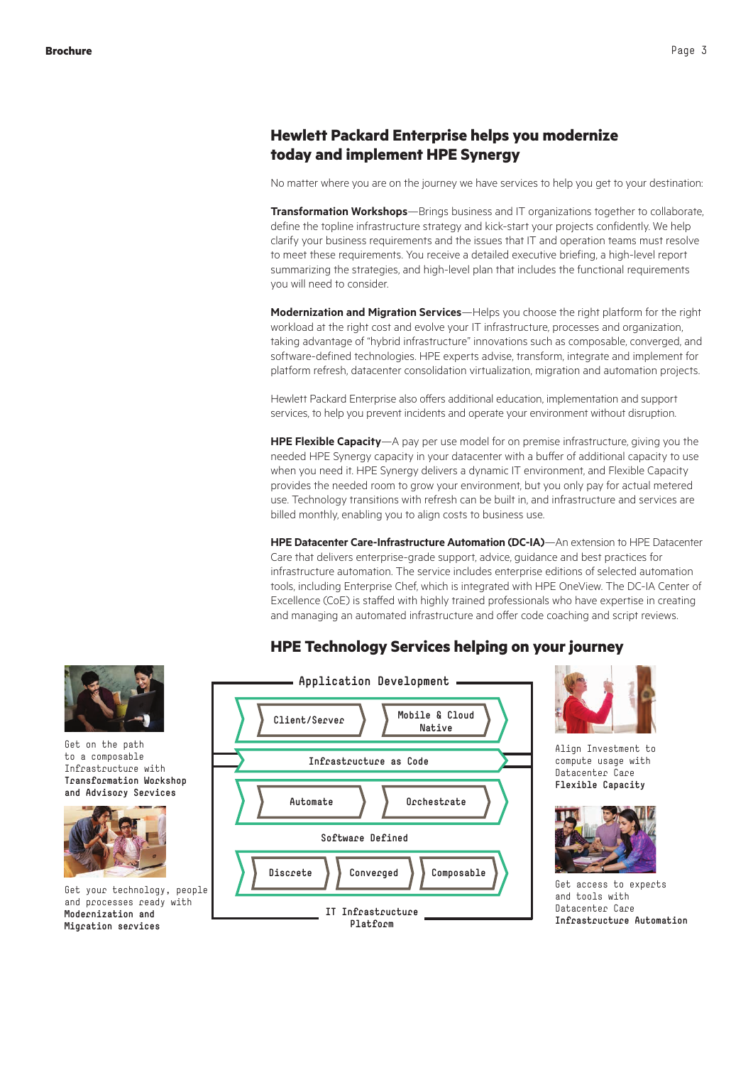## Hewlett Packard Enterprise helps you modernize today and implement HPE Synergy

No matter where you are on the journey we have services to help you get to your destination:

**Transformation Workshops**—Brings business and IT organizations together to collaborate, define the topline infrastructure strategy and kick-start your projects confidently. We help clarify your business requirements and the issues that IT and operation teams must resolve to meet these requirements. You receive a detailed executive briefing, a high-level report summarizing the strategies, and high-level plan that includes the functional requirements you will need to consider.

**Modernization and Migration Services**—Helps you choose the right platform for the right workload at the right cost and evolve your IT infrastructure, processes and organization, taking advantage of "hybrid infrastructure" innovations such as composable, converged, and software-defined technologies. HPE experts advise, transform, integrate and implement for platform refresh, datacenter consolidation virtualization, migration and automation projects.

Hewlett Packard Enterprise also offers additional education, implementation and support services, to help you prevent incidents and operate your environment without disruption.

**HPE Flexible Capacity**—A pay per use model for on premise infrastructure, giving you the needed HPE Synergy capacity in your datacenter with a buffer of additional capacity to use when you need it. HPE Synergy delivers a dynamic IT environment, and Flexible Capacity provides the needed room to grow your environment, but you only pay for actual metered use. Technology transitions with refresh can be built in, and infrastructure and services are billed monthly, enabling you to align costs to business use.

**HPE Datacenter Care-Infrastructure Automation (DC-IA)**—An extension to HPE Datacenter Care that delivers enterprise-grade support, advice, guidance and best practices for infrastructure automation. The service includes enterprise editions of selected automation tools, including Enterprise Chef, which is integrated with HPE OneView. The DC-IA Center of Excellence (CoE) is staffed with highly trained professionals who have expertise in creating and managing an automated infrastructure and offer code coaching and script reviews.

## HPE Technology Services helping on your journey

Get on the path to a composable Infrastructure with **Transformation Workshop and Advisory Services**

Get your technology, people and processes ready with **Modernization and Migration services**

Application Development

Client/Server | Mobile & Cloud Native

Infrastructure as Code

Automate | Orchestrate

Software Defined

Discrete | Converged | Composable

IT Infrastructure Platform

Align Investment to compute usage with Datacenter Care **Flexible Capacity**

Get access to experts and tools with Datacenter Care **Infrastructure Automation**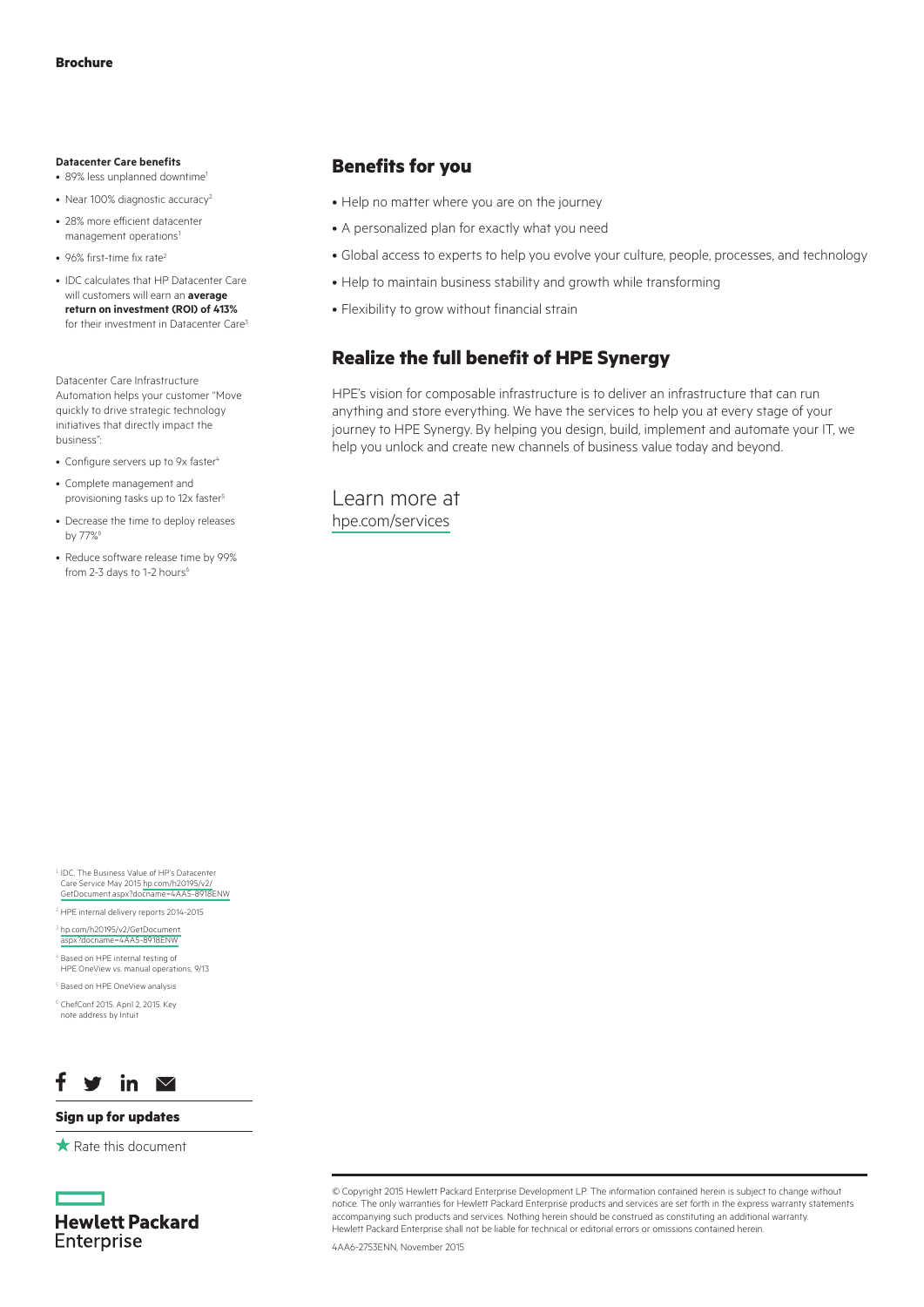### Datacenter Care benefits

- 89% less unplanned downtime[1]
- Near 100% diagnostic accuracy[2]
- 28% more efficient datacenter management operations[1]
- 96% first-time fix rate[2]
- IDC calculates that HP Datacenter Care will customers will earn an **average return on investment (ROI) of 413%** for their investment in Datacenter Care[3]

Datacenter Care Infrastructure Automation helps your customer "Move quickly to drive strategic technology initiatives that directly impact the business":

- Configure servers up to 9x faster[4]
- Complete management and provisioning tasks up to 12x faster[5]
- Decrease the time to deploy releases by 77%[6]
- Reduce software release time by 99% from 2-3 days to 1-2 hours[6]

## Benefits for you

- Help no matter where you are on the journey
- A personalized plan for exactly what you need
- Global access to experts to help you evolve your culture, people, processes, and technology
- Help to maintain business stability and growth while transforming
- Flexibility to grow without financial strain

## Realize the full benefit of HPE Synergy

HPE's vision for composable infrastructure is to deliver an infrastructure that can run anything and store everything. We have the services to help you at every stage of your journey to HPE Synergy. By helping you design, build, implement and automate your IT, we help you unlock and create new channels of business value today and beyond.

Learn more at
hpe.com/services

[1] IDC, The Business Value of HP's Datacenter Care Service May 2015 hp.com/h20195/v2/GetDocument.aspx?docname=4AA5-8918ENW

[2] HPE internal delivery reports 2014-2015

[3] hp.com/h20195/v2/GetDocument.aspx?docname=4AA5-8918ENW

[4] Based on HPE internal testing of HPE OneView vs. manual operations, 9/13

[5] Based on HPE OneView analysis

[6] ChefConf 2015. April 2, 2015. Key note address by Intuit

**Sign up for updates**

★ Rate this document

Hewlett Packard Enterprise

© Copyright 2015 Hewlett Packard Enterprise Development LP. The information contained herein is subject to change without notice. The only warranties for Hewlett Packard Enterprise products and services are set forth in the express warranty statements accompanying such products and services. Nothing herein should be construed as constituting an additional warranty. Hewlett Packard Enterprise shall not be liable for technical or editorial errors or omissions contained herein.

4AA6-2753ENN, November 2015